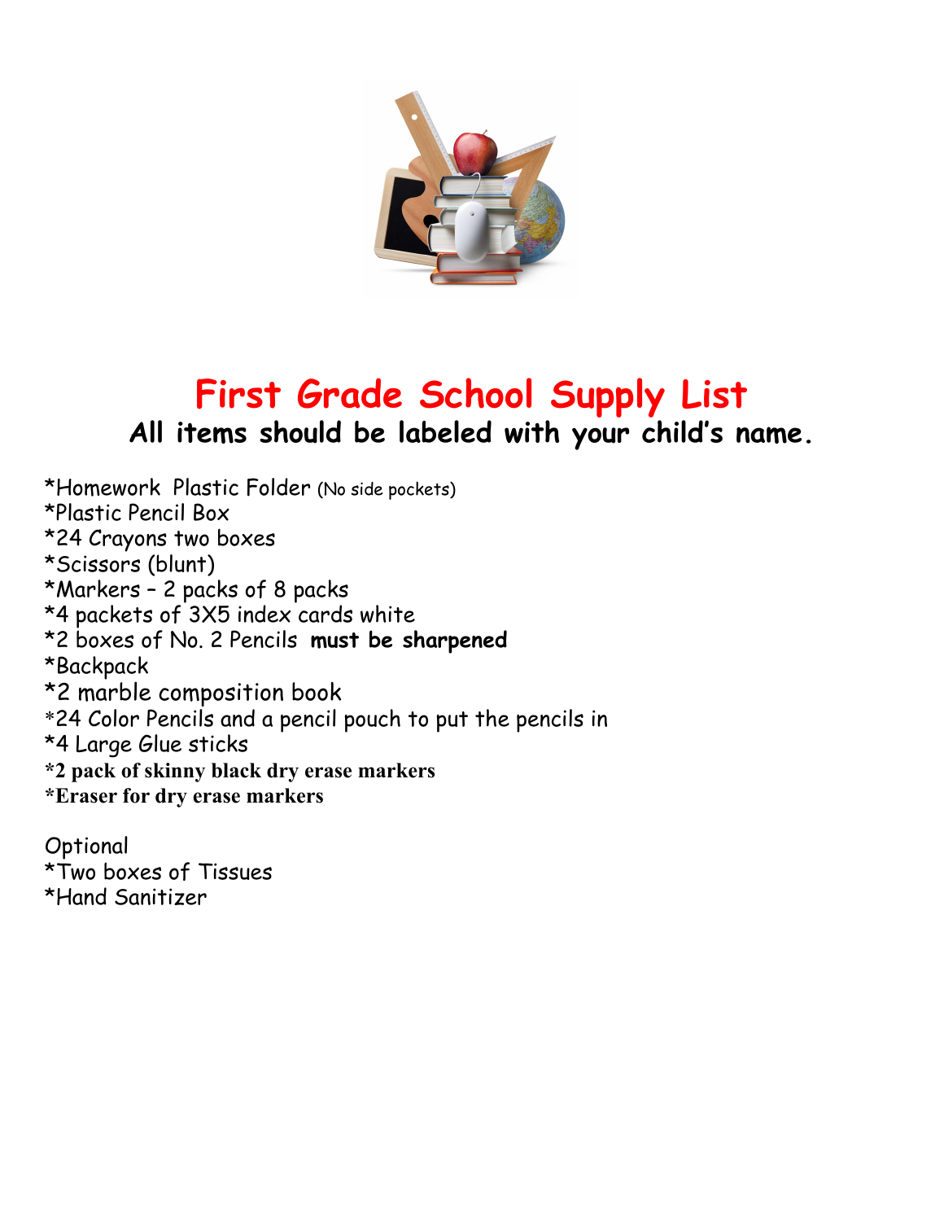# First Grade School Supply List

## All items should be labeled with your child's name.

*Homework  Plastic Folder (No side pockets)
*Plastic Pencil Box
*24 Crayons two boxes
*Scissors (blunt)
*Markers – 2 packs of 8 packs
*4 packets of 3X5 index cards white
*2 boxes of No. 2 Pencils **must be sharpened**
*Backpack
*2 marble composition book
*24 Color Pencils and a pencil pouch to put the pencils in
*4 Large Glue sticks
**\*2 pack of skinny black dry erase markers**
**\*Eraser for dry erase markers**

Optional
*Two boxes of Tissues
*Hand Sanitizer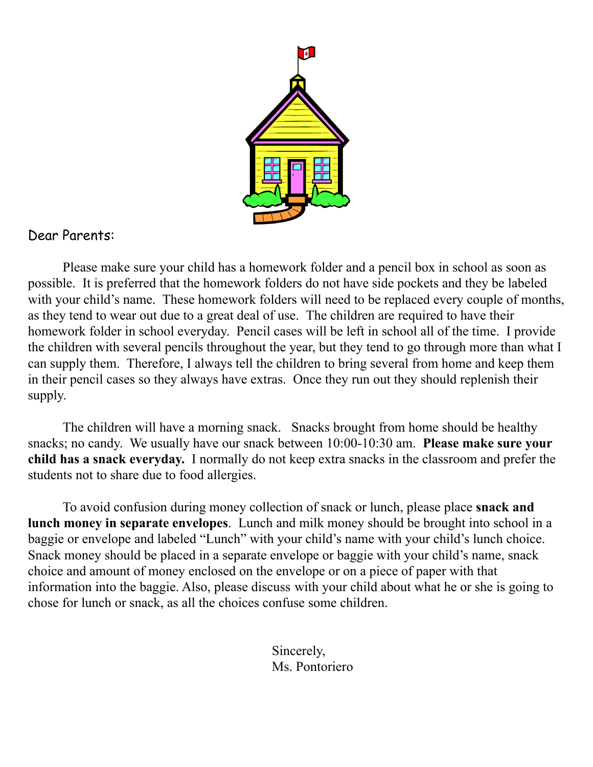Dear Parents:

Please make sure your child has a homework folder and a pencil box in school as soon as possible. It is preferred that the homework folders do not have side pockets and they be labeled with your child's name. These homework folders will need to be replaced every couple of months, as they tend to wear out due to a great deal of use. The children are required to have their homework folder in school everyday. Pencil cases will be left in school all of the time. I provide the children with several pencils throughout the year, but they tend to go through more than what I can supply them. Therefore, I always tell the children to bring several from home and keep them in their pencil cases so they always have extras. Once they run out they should replenish their supply.

The children will have a morning snack. Snacks brought from home should be healthy snacks; no candy. We usually have our snack between 10:00-10:30 am. **Please make sure your child has a snack everyday.** I normally do not keep extra snacks in the classroom and prefer the students not to share due to food allergies.

To avoid confusion during money collection of snack or lunch, please place **snack and lunch money in separate envelopes**. Lunch and milk money should be brought into school in a baggie or envelope and labeled "Lunch" with your child's name with your child's lunch choice. Snack money should be placed in a separate envelope or baggie with your child's name, snack choice and amount of money enclosed on the envelope or on a piece of paper with that information into the baggie. Also, please discuss with your child about what he or she is going to chose for lunch or snack, as all the choices confuse some children.

Sincerely,
Ms. Pontoriero